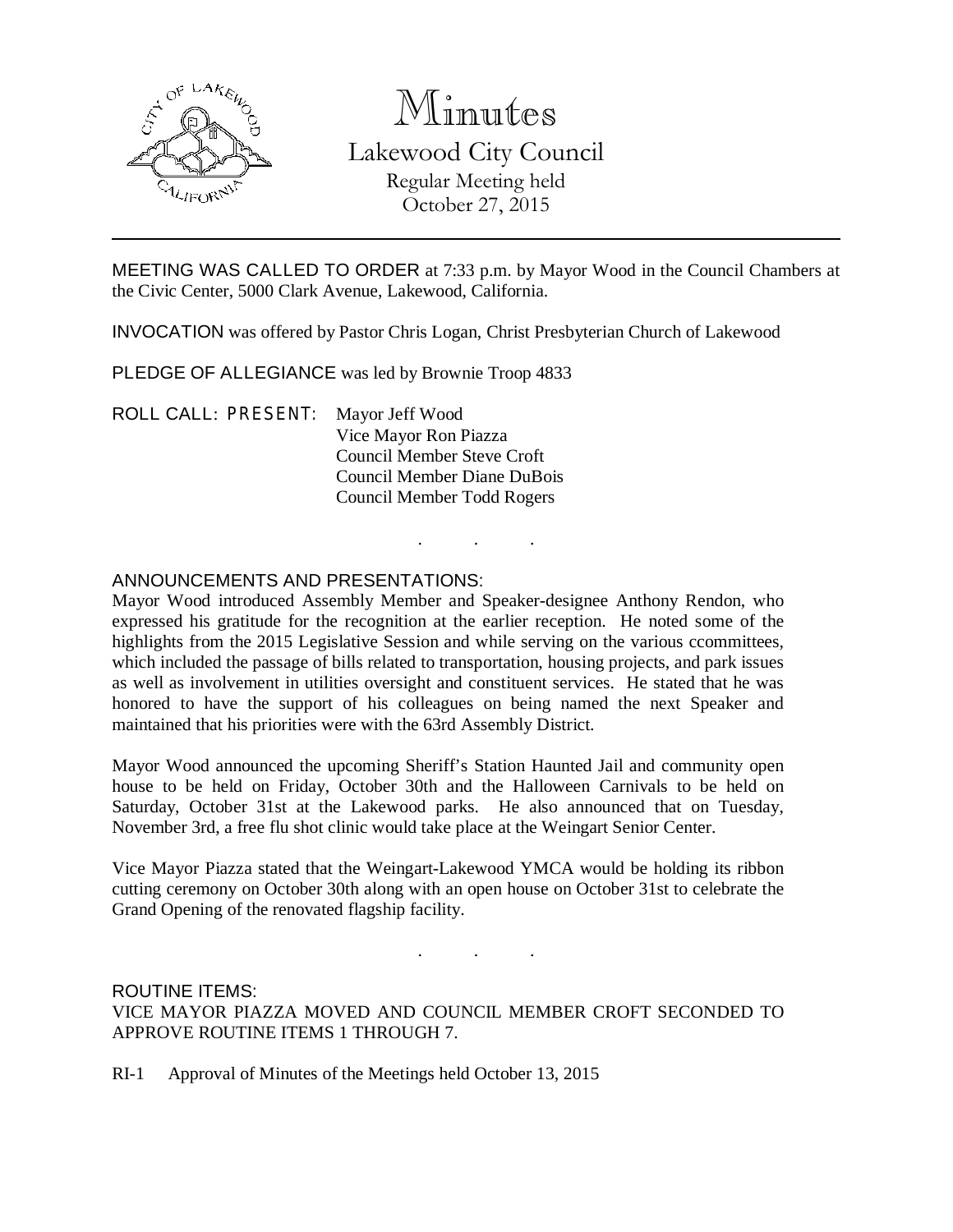# Minutes

## Lakewood City Council

Regular Meeting held
October 27, 2015

---

MEETING WAS CALLED TO ORDER at 7:33 p.m. by Mayor Wood in the Council Chambers at the Civic Center, 5000 Clark Avenue, Lakewood, California.

INVOCATION was offered by Pastor Chris Logan, Christ Presbyterian Church of Lakewood

PLEDGE OF ALLEGIANCE was led by Brownie Troop 4833

ROLL CALL: PRESENT:
Mayor Jeff Wood
Vice Mayor Ron Piazza
Council Member Steve Croft
Council Member Diane DuBois
Council Member Todd Rogers

. . .

ANNOUNCEMENTS AND PRESENTATIONS:

Mayor Wood introduced Assembly Member and Speaker-designee Anthony Rendon, who expressed his gratitude for the recognition at the earlier reception. He noted some of the highlights from the 2015 Legislative Session and while serving on the various ccommittees, which included the passage of bills related to transportation, housing projects, and park issues as well as involvement in utilities oversight and constituent services. He stated that he was honored to have the support of his colleagues on being named the next Speaker and maintained that his priorities were with the 63rd Assembly District.

Mayor Wood announced the upcoming Sheriff's Station Haunted Jail and community open house to be held on Friday, October 30th and the Halloween Carnivals to be held on Saturday, October 31st at the Lakewood parks. He also announced that on Tuesday, November 3rd, a free flu shot clinic would take place at the Weingart Senior Center.

Vice Mayor Piazza stated that the Weingart-Lakewood YMCA would be holding its ribbon cutting ceremony on October 30th along with an open house on October 31st to celebrate the Grand Opening of the renovated flagship facility.

. . .

ROUTINE ITEMS:

VICE MAYOR PIAZZA MOVED AND COUNCIL MEMBER CROFT SECONDED TO APPROVE ROUTINE ITEMS 1 THROUGH 7.

RI-1 Approval of Minutes of the Meetings held October 13, 2015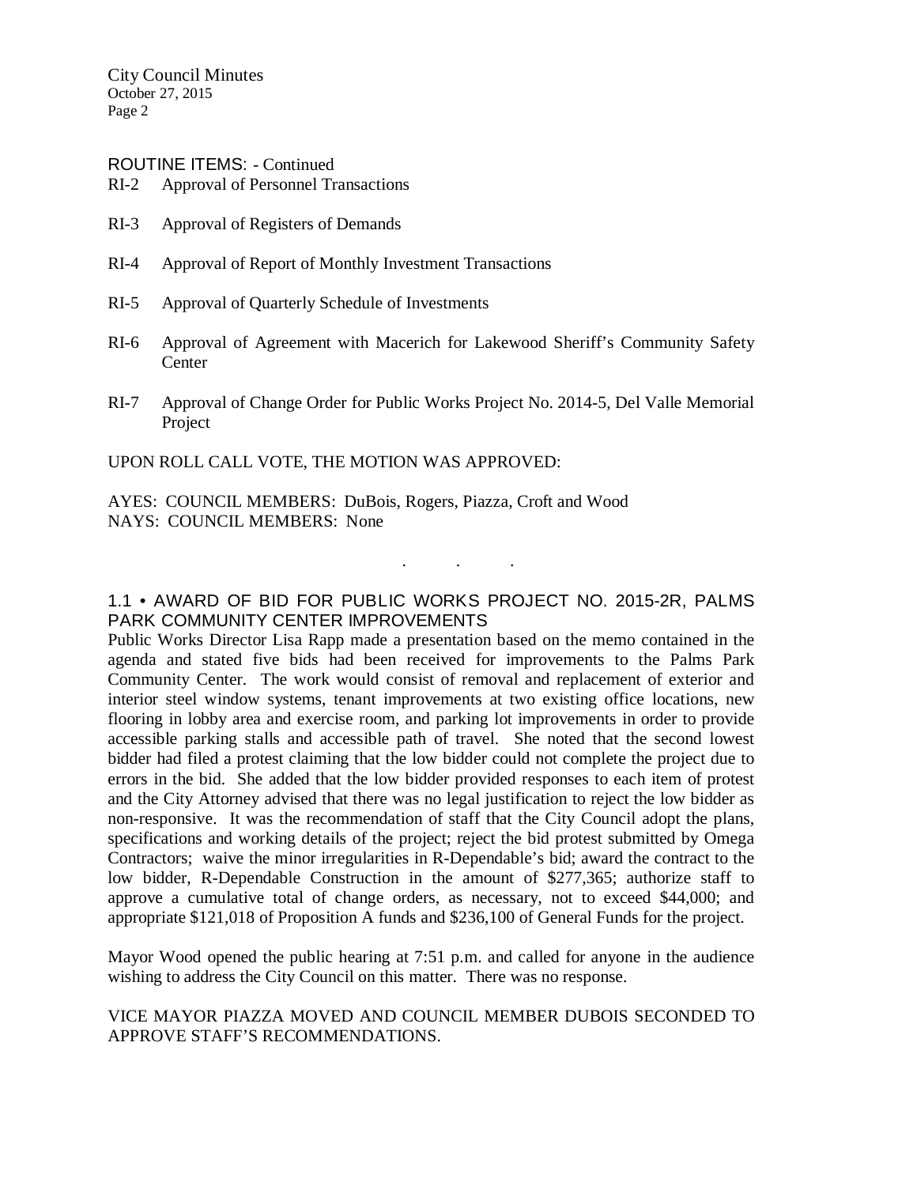ROUTINE ITEMS: - Continued

RI-2 Approval of Personnel Transactions

RI-3 Approval of Registers of Demands

RI-4 Approval of Report of Monthly Investment Transactions

RI-5 Approval of Quarterly Schedule of Investments

RI-6 Approval of Agreement with Macerich for Lakewood Sheriff's Community Safety Center

RI-7 Approval of Change Order for Public Works Project No. 2014-5, Del Valle Memorial Project

UPON ROLL CALL VOTE, THE MOTION WAS APPROVED:

AYES: COUNCIL MEMBERS: DuBois, Rogers, Piazza, Croft and Wood
NAYS: COUNCIL MEMBERS: None

. . .

## 1.1 • AWARD OF BID FOR PUBLIC WORKS PROJECT NO. 2015-2R, PALMS PARK COMMUNITY CENTER IMPROVEMENTS

Public Works Director Lisa Rapp made a presentation based on the memo contained in the agenda and stated five bids had been received for improvements to the Palms Park Community Center. The work would consist of removal and replacement of exterior and interior steel window systems, tenant improvements at two existing office locations, new flooring in lobby area and exercise room, and parking lot improvements in order to provide accessible parking stalls and accessible path of travel. She noted that the second lowest bidder had filed a protest claiming that the low bidder could not complete the project due to errors in the bid. She added that the low bidder provided responses to each item of protest and the City Attorney advised that there was no legal justification to reject the low bidder as non-responsive. It was the recommendation of staff that the City Council adopt the plans, specifications and working details of the project; reject the bid protest submitted by Omega Contractors; waive the minor irregularities in R-Dependable's bid; award the contract to the low bidder, R-Dependable Construction in the amount of $277,365; authorize staff to approve a cumulative total of change orders, as necessary, not to exceed $44,000; and appropriate $121,018 of Proposition A funds and $236,100 of General Funds for the project.

Mayor Wood opened the public hearing at 7:51 p.m. and called for anyone in the audience wishing to address the City Council on this matter. There was no response.

VICE MAYOR PIAZZA MOVED AND COUNCIL MEMBER DUBOIS SECONDED TO APPROVE STAFF'S RECOMMENDATIONS.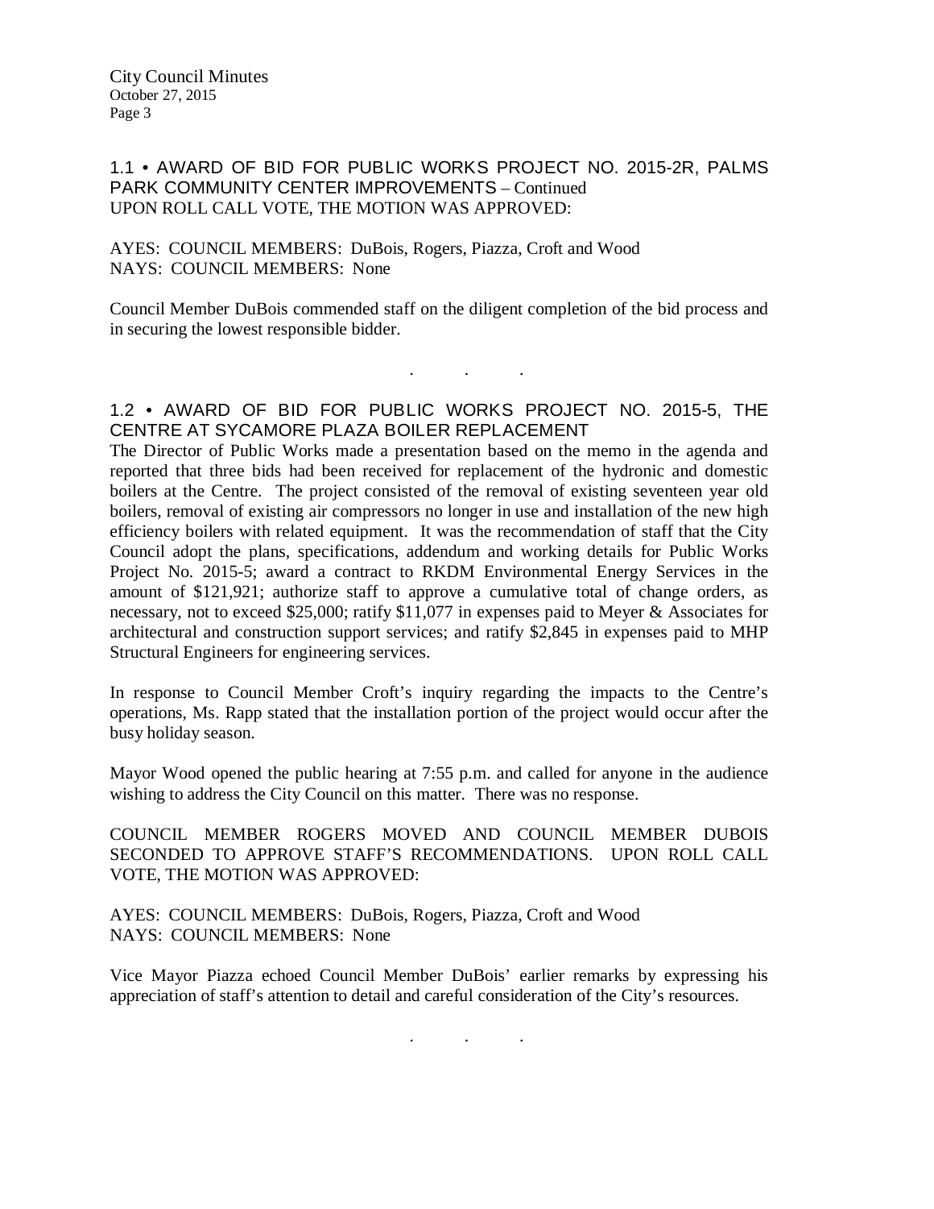## 1.1 • AWARD OF BID FOR PUBLIC WORKS PROJECT NO. 2015-2R, PALMS PARK COMMUNITY CENTER IMPROVEMENTS – Continued

UPON ROLL CALL VOTE, THE MOTION WAS APPROVED:

AYES: COUNCIL MEMBERS: DuBois, Rogers, Piazza, Croft and Wood
NAYS: COUNCIL MEMBERS: None

Council Member DuBois commended staff on the diligent completion of the bid process and in securing the lowest responsible bidder.

. . .

## 1.2 • AWARD OF BID FOR PUBLIC WORKS PROJECT NO. 2015-5, THE CENTRE AT SYCAMORE PLAZA BOILER REPLACEMENT

The Director of Public Works made a presentation based on the memo in the agenda and reported that three bids had been received for replacement of the hydronic and domestic boilers at the Centre. The project consisted of the removal of existing seventeen year old boilers, removal of existing air compressors no longer in use and installation of the new high efficiency boilers with related equipment. It was the recommendation of staff that the City Council adopt the plans, specifications, addendum and working details for Public Works Project No. 2015-5; award a contract to RKDM Environmental Energy Services in the amount of $121,921; authorize staff to approve a cumulative total of change orders, as necessary, not to exceed $25,000; ratify $11,077 in expenses paid to Meyer & Associates for architectural and construction support services; and ratify $2,845 in expenses paid to MHP Structural Engineers for engineering services.

In response to Council Member Croft's inquiry regarding the impacts to the Centre's operations, Ms. Rapp stated that the installation portion of the project would occur after the busy holiday season.

Mayor Wood opened the public hearing at 7:55 p.m. and called for anyone in the audience wishing to address the City Council on this matter. There was no response.

COUNCIL MEMBER ROGERS MOVED AND COUNCIL MEMBER DUBOIS SECONDED TO APPROVE STAFF'S RECOMMENDATIONS. UPON ROLL CALL VOTE, THE MOTION WAS APPROVED:

AYES: COUNCIL MEMBERS: DuBois, Rogers, Piazza, Croft and Wood
NAYS: COUNCIL MEMBERS: None

Vice Mayor Piazza echoed Council Member DuBois' earlier remarks by expressing his appreciation of staff's attention to detail and careful consideration of the City's resources.

. . .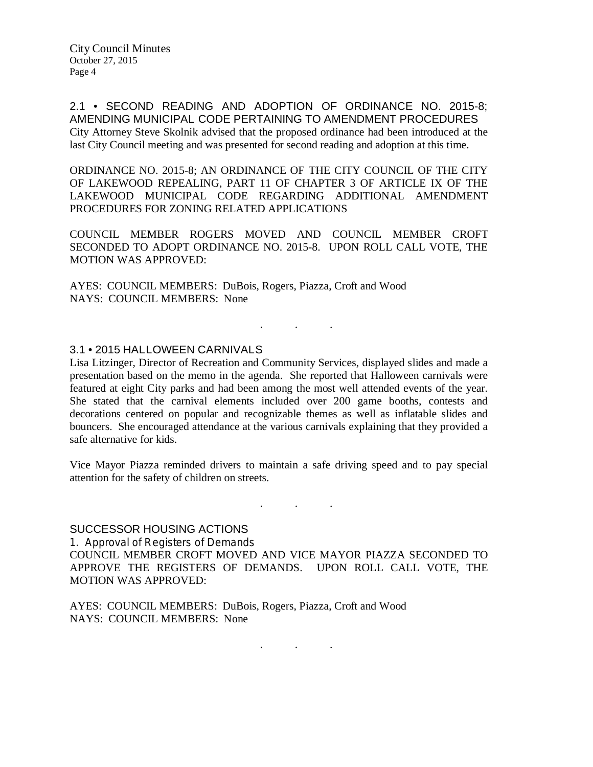2.1 • SECOND READING AND ADOPTION OF ORDINANCE NO. 2015-8; AMENDING MUNICIPAL CODE PERTAINING TO AMENDMENT PROCEDURES

City Attorney Steve Skolnik advised that the proposed ordinance had been introduced at the last City Council meeting and was presented for second reading and adoption at this time.

ORDINANCE NO. 2015-8; AN ORDINANCE OF THE CITY COUNCIL OF THE CITY OF LAKEWOOD REPEALING, PART 11 OF CHAPTER 3 OF ARTICLE IX OF THE LAKEWOOD MUNICIPAL CODE REGARDING ADDITIONAL AMENDMENT PROCEDURES FOR ZONING RELATED APPLICATIONS

COUNCIL MEMBER ROGERS MOVED AND COUNCIL MEMBER CROFT SECONDED TO ADOPT ORDINANCE NO. 2015-8. UPON ROLL CALL VOTE, THE MOTION WAS APPROVED:

AYES: COUNCIL MEMBERS: DuBois, Rogers, Piazza, Croft and Wood
NAYS: COUNCIL MEMBERS: None

. . .

3.1 • 2015 HALLOWEEN CARNIVALS

Lisa Litzinger, Director of Recreation and Community Services, displayed slides and made a presentation based on the memo in the agenda. She reported that Halloween carnivals were featured at eight City parks and had been among the most well attended events of the year. She stated that the carnival elements included over 200 game booths, contests and decorations centered on popular and recognizable themes as well as inflatable slides and bouncers. She encouraged attendance at the various carnivals explaining that they provided a safe alternative for kids.

Vice Mayor Piazza reminded drivers to maintain a safe driving speed and to pay special attention for the safety of children on streets.

. . .

SUCCESSOR HOUSING ACTIONS

*1. Approval of Registers of Demands*

COUNCIL MEMBER CROFT MOVED AND VICE MAYOR PIAZZA SECONDED TO APPROVE THE REGISTERS OF DEMANDS. UPON ROLL CALL VOTE, THE MOTION WAS APPROVED:

AYES: COUNCIL MEMBERS: DuBois, Rogers, Piazza, Croft and Wood
NAYS: COUNCIL MEMBERS: None

. . .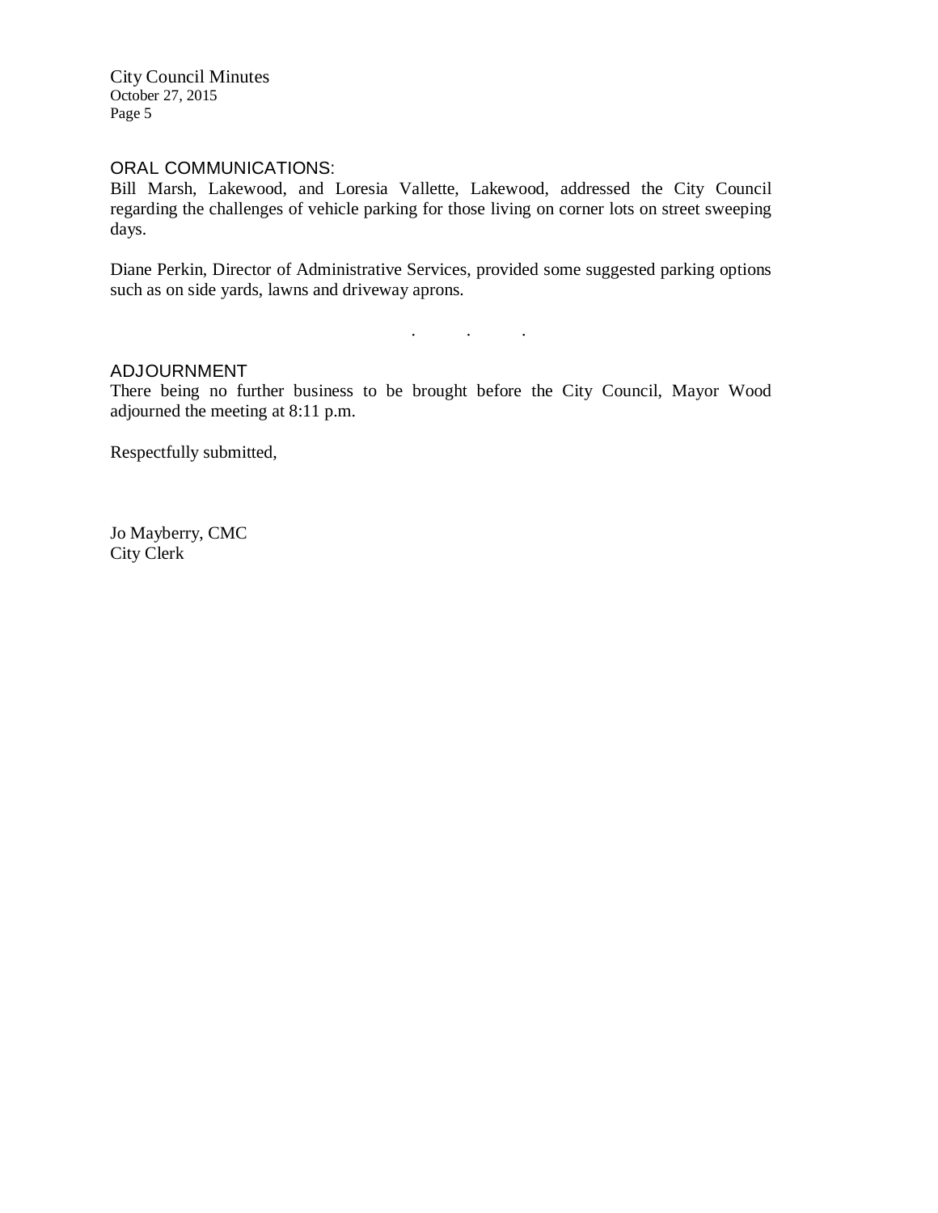ORAL COMMUNICATIONS:

Bill Marsh, Lakewood, and Loresia Vallette, Lakewood, addressed the City Council regarding the challenges of vehicle parking for those living on corner lots on street sweeping days.

Diane Perkin, Director of Administrative Services, provided some suggested parking options such as on side yards, lawns and driveway aprons.

. . .

ADJOURNMENT

There being no further business to be brought before the City Council, Mayor Wood adjourned the meeting at 8:11 p.m.

Respectfully submitted,

Jo Mayberry, CMC
City Clerk